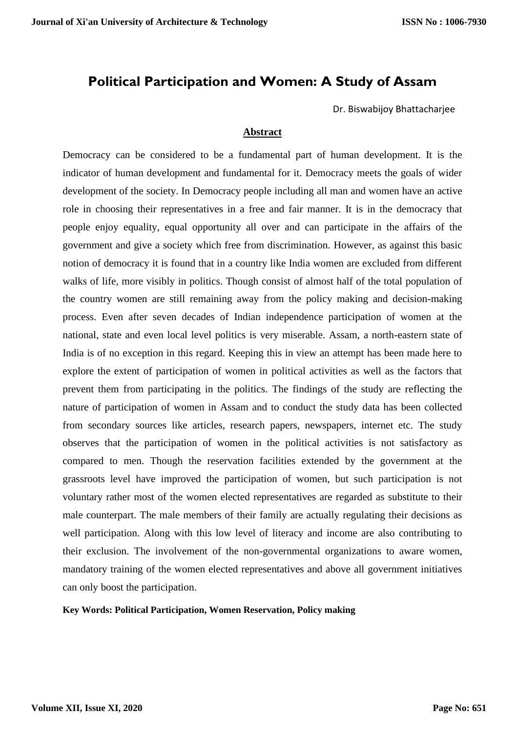# Political Participation and Women: A Study of Assam

Dr. Biswabijoy Bhattacharjee

## Abstract

Democracy can be considered to be a fundamental part of human development. It is the indicator of human development and fundamental for it. Democracy meets the goals of wider development of the society. In Democracy people including all man and women have an active role in choosing their representatives in a free and fair manner. It is in the democracy that people enjoy equality, equal opportunity all over and can participate in the affairs of the government and give a society which free from discrimination. However, as against this basic notion of democracy it is found that in a country like India women are excluded from different walks of life, more visibly in politics. Though consist of almost half of the total population of the country women are still remaining away from the policy making and decision-making process. Even after seven decades of Indian independence participation of women at the national, state and even local level politics is very miserable. Assam, a north-eastern state of India is of no exception in this regard. Keeping this in view an attempt has been made here to explore the extent of participation of women in political activities as well as the factors that prevent them from participating in the politics. The findings of the study are reflecting the nature of participation of women in Assam and to conduct the study data has been collected from secondary sources like articles, research papers, newspapers, internet etc. The study observes that the participation of women in the political activities is not satisfactory as compared to men. Though the reservation facilities extended by the government at the grassroots level have improved the participation of women, but such participation is not voluntary rather most of the women elected representatives are regarded as substitute to their male counterpart. The male members of their family are actually regulating their decisions as well participation. Along with this low level of literacy and income are also contributing to their exclusion. The involvement of the non-governmental organizations to aware women, mandatory training of the women elected representatives and above all government initiatives can only boost the participation.

**Key Words: Political Participation, Women Reservation, Policy making**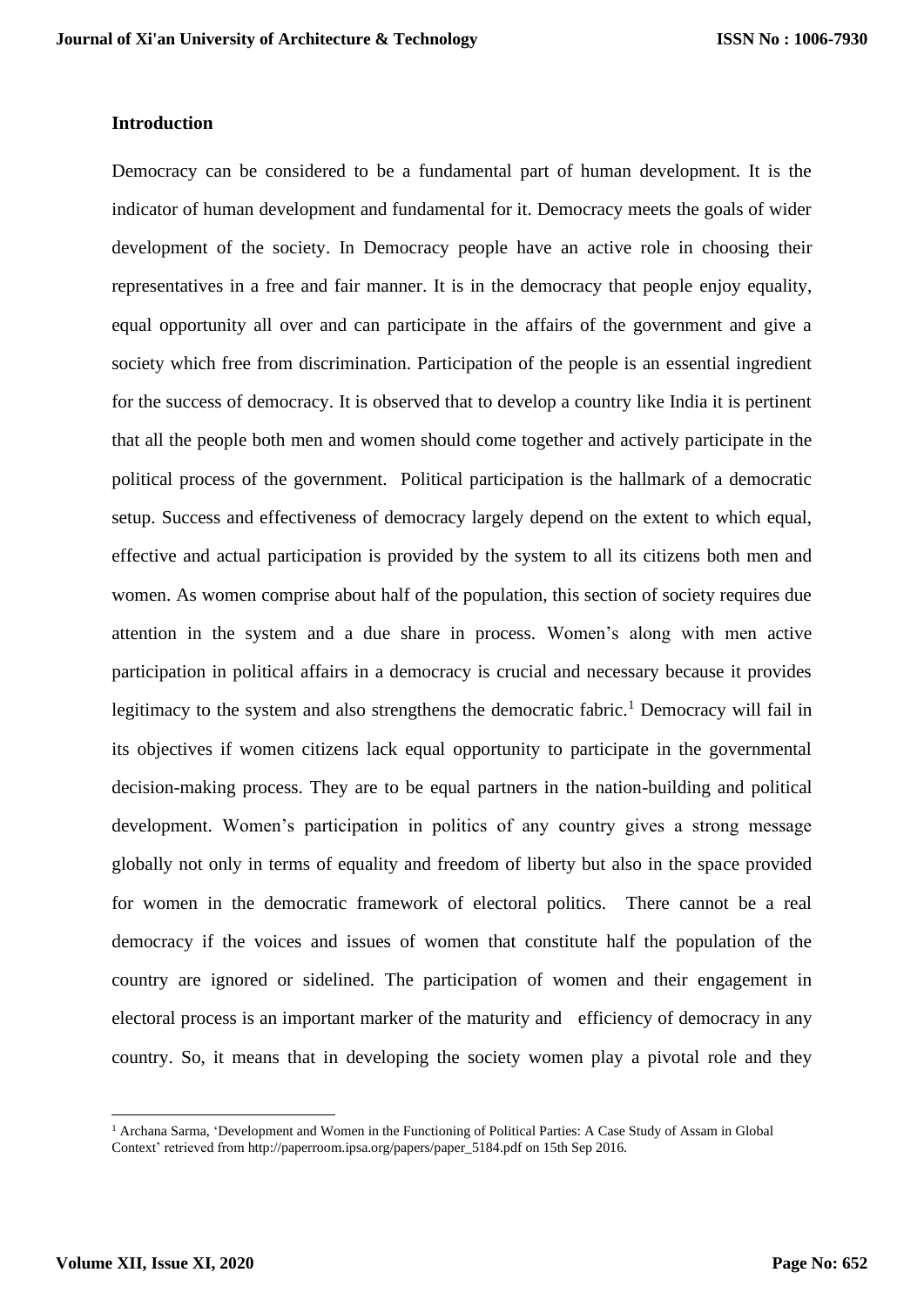## Introduction

Democracy can be considered to be a fundamental part of human development. It is the indicator of human development and fundamental for it. Democracy meets the goals of wider development of the society. In Democracy people have an active role in choosing their representatives in a free and fair manner. It is in the democracy that people enjoy equality, equal opportunity all over and can participate in the affairs of the government and give a society which free from discrimination. Participation of the people is an essential ingredient for the success of democracy. It is observed that to develop a country like India it is pertinent that all the people both men and women should come together and actively participate in the political process of the government. Political participation is the hallmark of a democratic setup. Success and effectiveness of democracy largely depend on the extent to which equal, effective and actual participation is provided by the system to all its citizens both men and women. As women comprise about half of the population, this section of society requires due attention in the system and a due share in process. Women's along with men active participation in political affairs in a democracy is crucial and necessary because it provides legitimacy to the system and also strengthens the democratic fabric.[1] Democracy will fail in its objectives if women citizens lack equal opportunity to participate in the governmental decision-making process. They are to be equal partners in the nation-building and political development. Women's participation in politics of any country gives a strong message globally not only in terms of equality and freedom of liberty but also in the space provided for women in the democratic framework of electoral politics. There cannot be a real democracy if the voices and issues of women that constitute half the population of the country are ignored or sidelined. The participation of women and their engagement in electoral process is an important marker of the maturity and efficiency of democracy in any country. So, it means that in developing the society women play a pivotal role and they

---

[1] Archana Sarma, 'Development and Women in the Functioning of Political Parties: A Case Study of Assam in Global Context' retrieved from http://paperroom.ipsa.org/papers/paper_5184.pdf on 15th Sep 2016.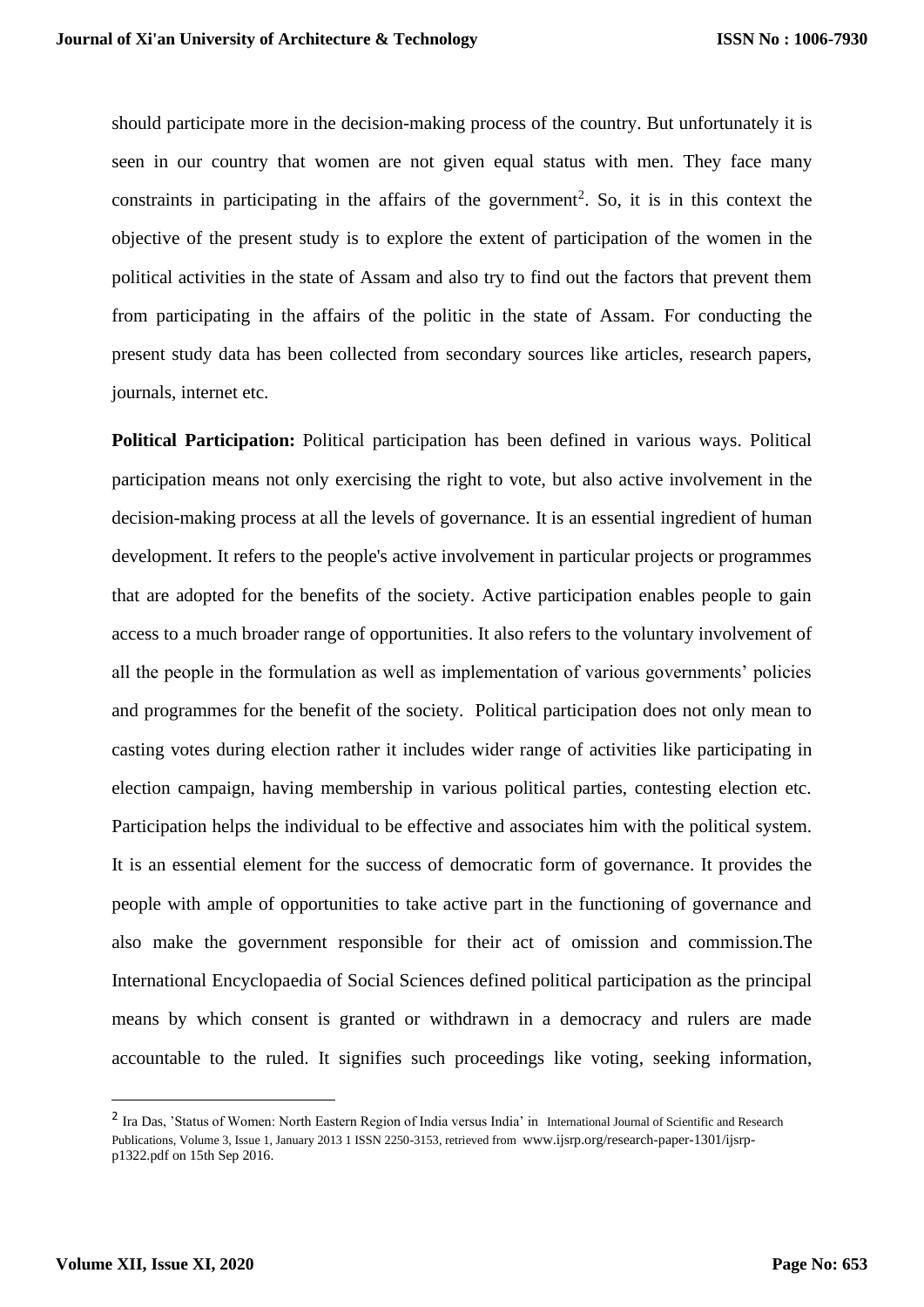should participate more in the decision-making process of the country. But unfortunately it is seen in our country that women are not given equal status with men. They face many constraints in participating in the affairs of the government[2]. So, it is in this context the objective of the present study is to explore the extent of participation of the women in the political activities in the state of Assam and also try to find out the factors that prevent them from participating in the affairs of the politic in the state of Assam. For conducting the present study data has been collected from secondary sources like articles, research papers, journals, internet etc.

**Political Participation:** Political participation has been defined in various ways. Political participation means not only exercising the right to vote, but also active involvement in the decision-making process at all the levels of governance. It is an essential ingredient of human development. It refers to the people's active involvement in particular projects or programmes that are adopted for the benefits of the society. Active participation enables people to gain access to a much broader range of opportunities. It also refers to the voluntary involvement of all the people in the formulation as well as implementation of various governments' policies and programmes for the benefit of the society. Political participation does not only mean to casting votes during election rather it includes wider range of activities like participating in election campaign, having membership in various political parties, contesting election etc. Participation helps the individual to be effective and associates him with the political system. It is an essential element for the success of democratic form of governance. It provides the people with ample of opportunities to take active part in the functioning of governance and also make the government responsible for their act of omission and commission.The International Encyclopaedia of Social Sciences defined political participation as the principal means by which consent is granted or withdrawn in a democracy and rulers are made accountable to the ruled. It signifies such proceedings like voting, seeking information,

---

[2] Ira Das, 'Status of Women: North Eastern Region of India versus India' in International Journal of Scientific and Research Publications, Volume 3, Issue 1, January 2013 1 ISSN 2250-3153, retrieved from www.ijsrp.org/research-paper-1301/ijsrp-p1322.pdf on 15th Sep 2016.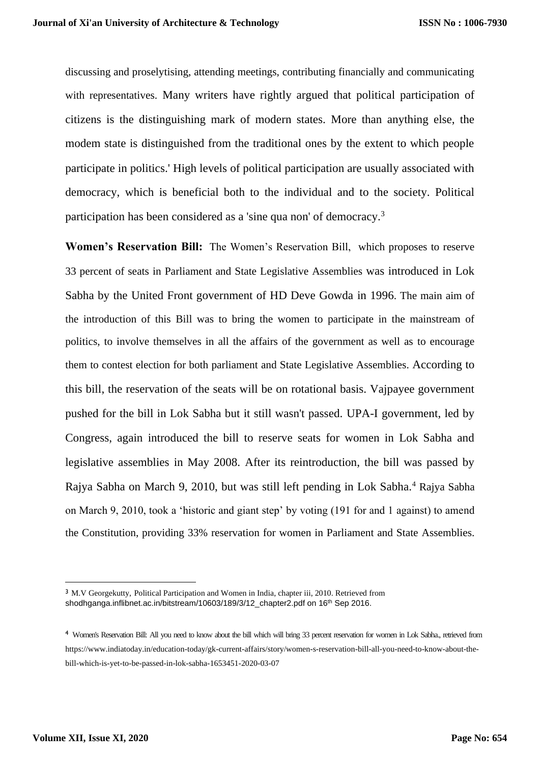discussing and proselytising, attending meetings, contributing financially and communicating with representatives. Many writers have rightly argued that political participation of citizens is the distinguishing mark of modern states. More than anything else, the modem state is distinguished from the traditional ones by the extent to which people participate in politics.' High levels of political participation are usually associated with democracy, which is beneficial both to the individual and to the society. Political participation has been considered as a 'sine qua non' of democracy.[3]

**Women's Reservation Bill:** The Women's Reservation Bill, which proposes to reserve 33 percent of seats in Parliament and State Legislative Assemblies was introduced in Lok Sabha by the United Front government of HD Deve Gowda in 1996. The main aim of the introduction of this Bill was to bring the women to participate in the mainstream of politics, to involve themselves in all the affairs of the government as well as to encourage them to contest election for both parliament and State Legislative Assemblies. According to this bill, the reservation of the seats will be on rotational basis. Vajpayee government pushed for the bill in Lok Sabha but it still wasn't passed. UPA-I government, led by Congress, again introduced the bill to reserve seats for women in Lok Sabha and legislative assemblies in May 2008. After its reintroduction, the bill was passed by Rajya Sabha on March 9, 2010, but was still left pending in Lok Sabha.[4] Rajya Sabha on March 9, 2010, took a 'historic and giant step' by voting (191 for and 1 against) to amend the Constitution, providing 33% reservation for women in Parliament and State Assemblies.

---

[3] M.V Georgekutty, Political Participation and Women in India, chapter iii, 2010. Retrieved from shodhganga.inflibnet.ac.in/bitstream/10603/189/3/12_chapter2.pdf on 16th Sep 2016.

[4] Women's Reservation Bill: All you need to know about the bill which will bring 33 percent reservation for women in Lok Sabha., retrieved from https://www.indiatoday.in/education-today/gk-current-affairs/story/women-s-reservation-bill-all-you-need-to-know-about-the-bill-which-is-yet-to-be-passed-in-lok-sabha-1653451-2020-03-07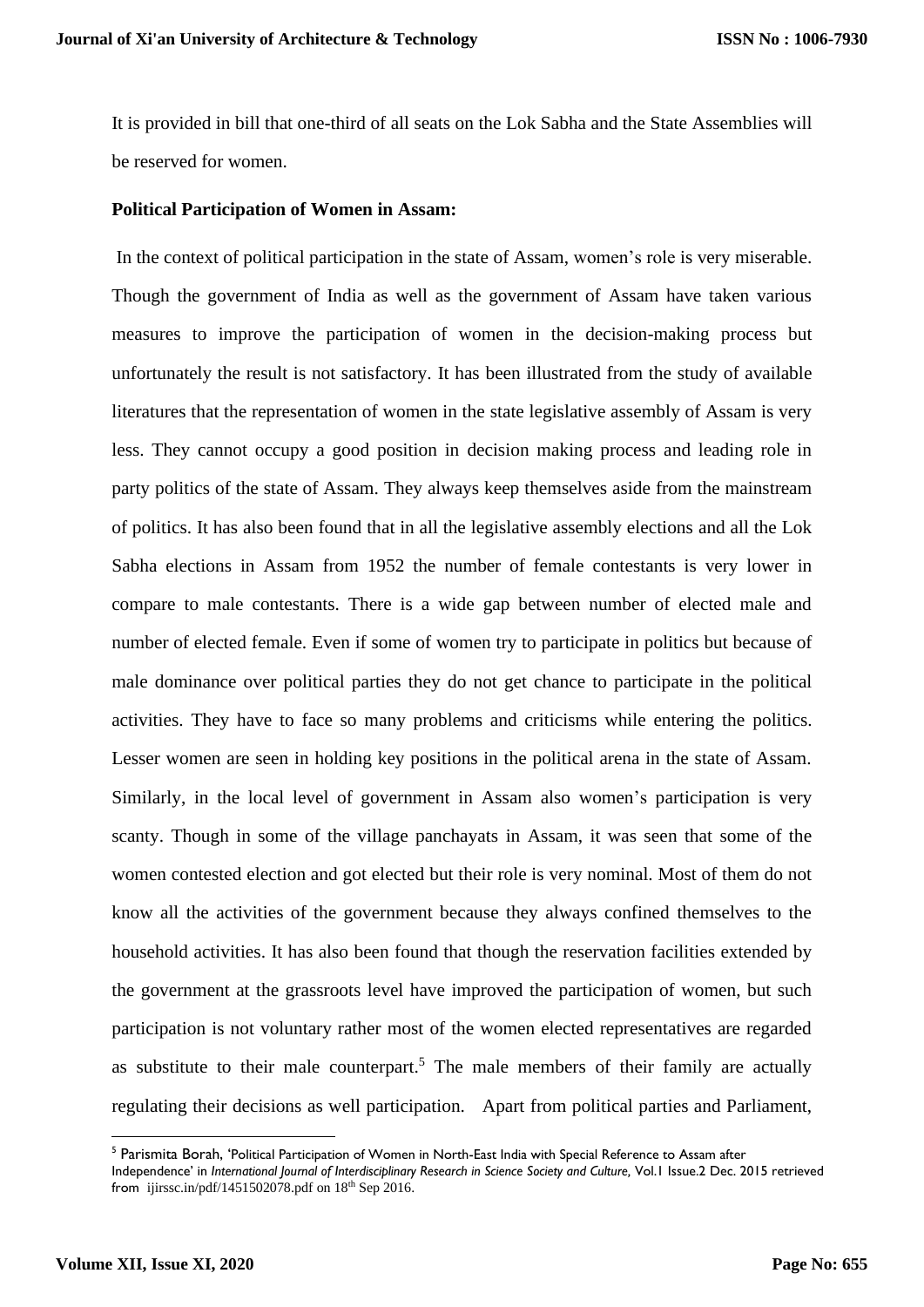It is provided in bill that one-third of all seats on the Lok Sabha and the State Assemblies will be reserved for women.

**Political Participation of Women in Assam:**

In the context of political participation in the state of Assam, women's role is very miserable. Though the government of India as well as the government of Assam have taken various measures to improve the participation of women in the decision-making process but unfortunately the result is not satisfactory. It has been illustrated from the study of available literatures that the representation of women in the state legislative assembly of Assam is very less. They cannot occupy a good position in decision making process and leading role in party politics of the state of Assam. They always keep themselves aside from the mainstream of politics. It has also been found that in all the legislative assembly elections and all the Lok Sabha elections in Assam from 1952 the number of female contestants is very lower in compare to male contestants. There is a wide gap between number of elected male and number of elected female. Even if some of women try to participate in politics but because of male dominance over political parties they do not get chance to participate in the political activities. They have to face so many problems and criticisms while entering the politics. Lesser women are seen in holding key positions in the political arena in the state of Assam. Similarly, in the local level of government in Assam also women's participation is very scanty. Though in some of the village panchayats in Assam, it was seen that some of the women contested election and got elected but their role is very nominal. Most of them do not know all the activities of the government because they always confined themselves to the household activities. It has also been found that though the reservation facilities extended by the government at the grassroots level have improved the participation of women, but such participation is not voluntary rather most of the women elected representatives are regarded as substitute to their male counterpart.[5] The male members of their family are actually regulating their decisions as well participation. Apart from political parties and Parliament,

---

[5] Parismita Borah, 'Political Participation of Women in North-East India with Special Reference to Assam after Independence' in *International Journal of Interdisciplinary Research in Science Society and Culture*, Vol.1 Issue.2 Dec. 2015 retrieved from ijirssc.in/pdf/1451502078.pdf on 18th Sep 2016.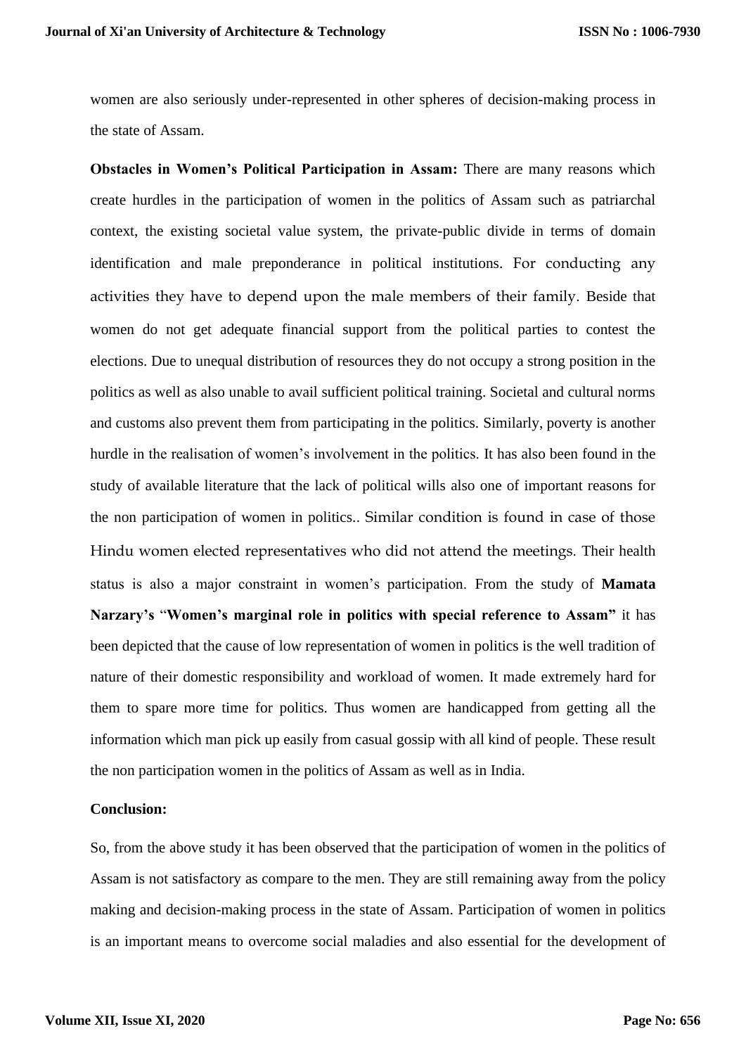women are also seriously under-represented in other spheres of decision-making process in the state of Assam.

**Obstacles in Women's Political Participation in Assam:** There are many reasons which create hurdles in the participation of women in the politics of Assam such as patriarchal context, the existing societal value system, the private-public divide in terms of domain identification and male preponderance in political institutions. For conducting any activities they have to depend upon the male members of their family. Beside that women do not get adequate financial support from the political parties to contest the elections. Due to unequal distribution of resources they do not occupy a strong position in the politics as well as also unable to avail sufficient political training. Societal and cultural norms and customs also prevent them from participating in the politics. Similarly, poverty is another hurdle in the realisation of women's involvement in the politics. It has also been found in the study of available literature that the lack of political wills also one of important reasons for the non participation of women in politics.. Similar condition is found in case of those Hindu women elected representatives who did not attend the meetings. Their health status is also a major constraint in women's participation. From the study of **Mamata Narzary's** "**Women's marginal role in politics with special reference to Assam"** it has been depicted that the cause of low representation of women in politics is the well tradition of nature of their domestic responsibility and workload of women. It made extremely hard for them to spare more time for politics. Thus women are handicapped from getting all the information which man pick up easily from casual gossip with all kind of people. These result the non participation women in the politics of Assam as well as in India.

**Conclusion:**

So, from the above study it has been observed that the participation of women in the politics of Assam is not satisfactory as compare to the men. They are still remaining away from the policy making and decision-making process in the state of Assam. Participation of women in politics is an important means to overcome social maladies and also essential for the development of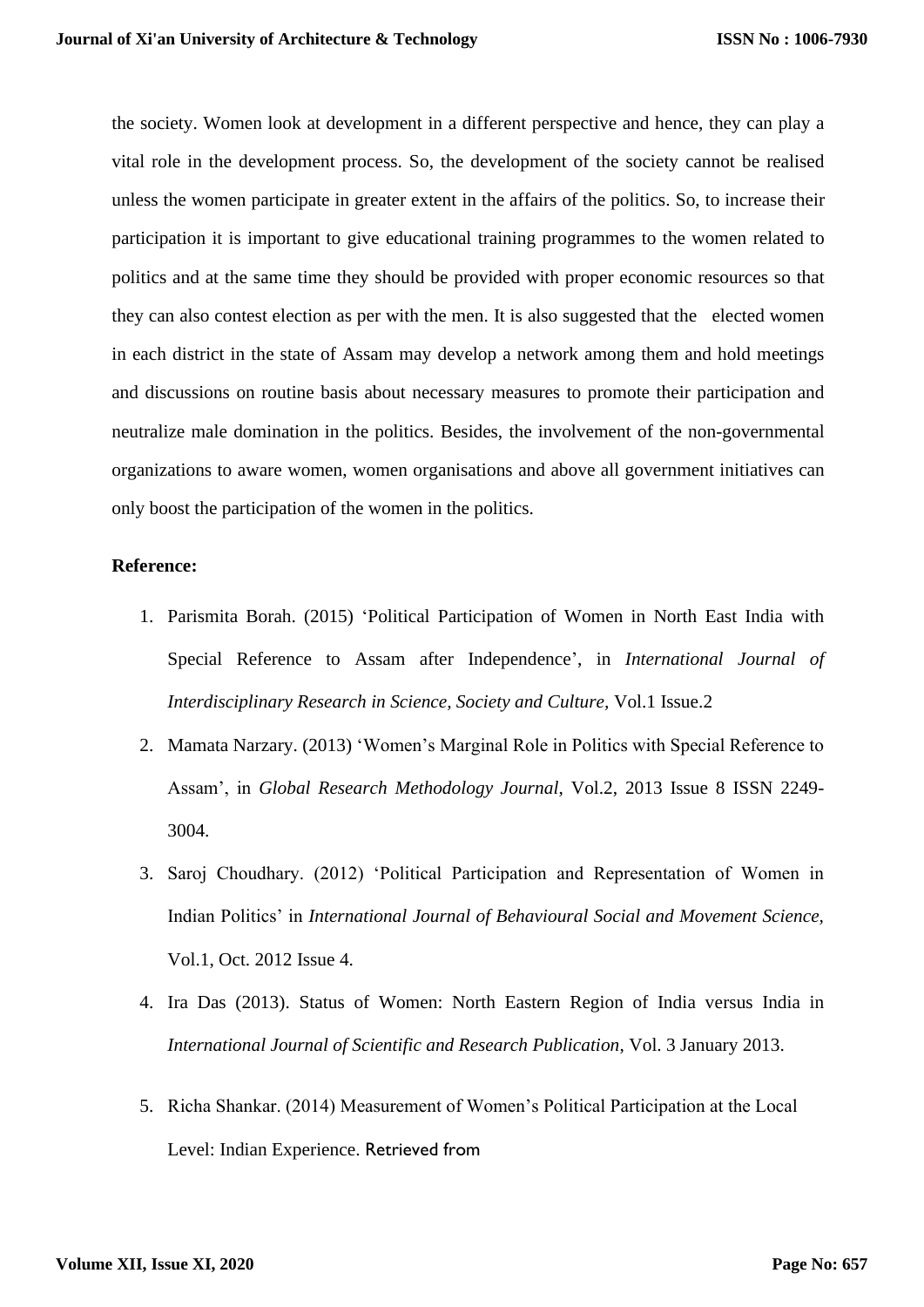the society. Women look at development in a different perspective and hence, they can play a vital role in the development process. So, the development of the society cannot be realised unless the women participate in greater extent in the affairs of the politics. So, to increase their participation it is important to give educational training programmes to the women related to politics and at the same time they should be provided with proper economic resources so that they can also contest election as per with the men. It is also suggested that the elected women in each district in the state of Assam may develop a network among them and hold meetings and discussions on routine basis about necessary measures to promote their participation and neutralize male domination in the politics. Besides, the involvement of the non-governmental organizations to aware women, women organisations and above all government initiatives can only boost the participation of the women in the politics.

**Reference:**

1. Parismita Borah. (2015) 'Political Participation of Women in North East India with Special Reference to Assam after Independence', in *International Journal of Interdisciplinary Research in Science, Society and Culture,* Vol.1 Issue.2
2. Mamata Narzary. (2013) 'Women's Marginal Role in Politics with Special Reference to Assam', in *Global Research Methodology Journal*, Vol.2, 2013 Issue 8 ISSN 2249-3004.
3. Saroj Choudhary. (2012) 'Political Participation and Representation of Women in Indian Politics' in *International Journal of Behavioural Social and Movement Science,* Vol.1, Oct. 2012 Issue 4.
4. Ira Das (2013). Status of Women: North Eastern Region of India versus India in *International Journal of Scientific and Research Publication*, Vol. 3 January 2013.
5. Richa Shankar. (2014) Measurement of Women's Political Participation at the Local Level: Indian Experience. Retrieved from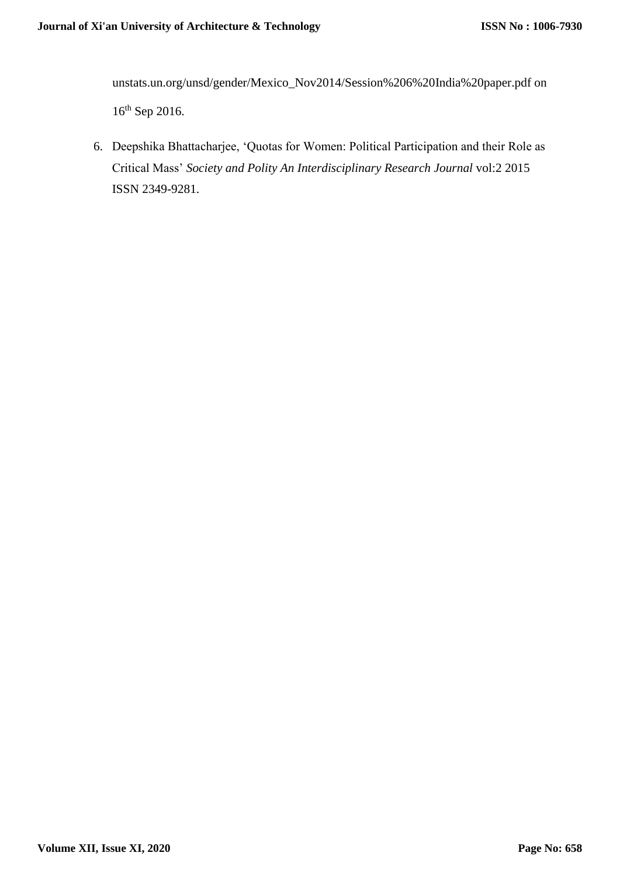unstats.un.org/unsd/gender/Mexico_Nov2014/Session%206%20India%20paper.pdf on 16th Sep 2016.

6. Deepshika Bhattacharjee, 'Quotas for Women: Political Participation and their Role as Critical Mass' *Society and Polity An Interdisciplinary Research Journal* vol:2 2015 ISSN 2349-9281.